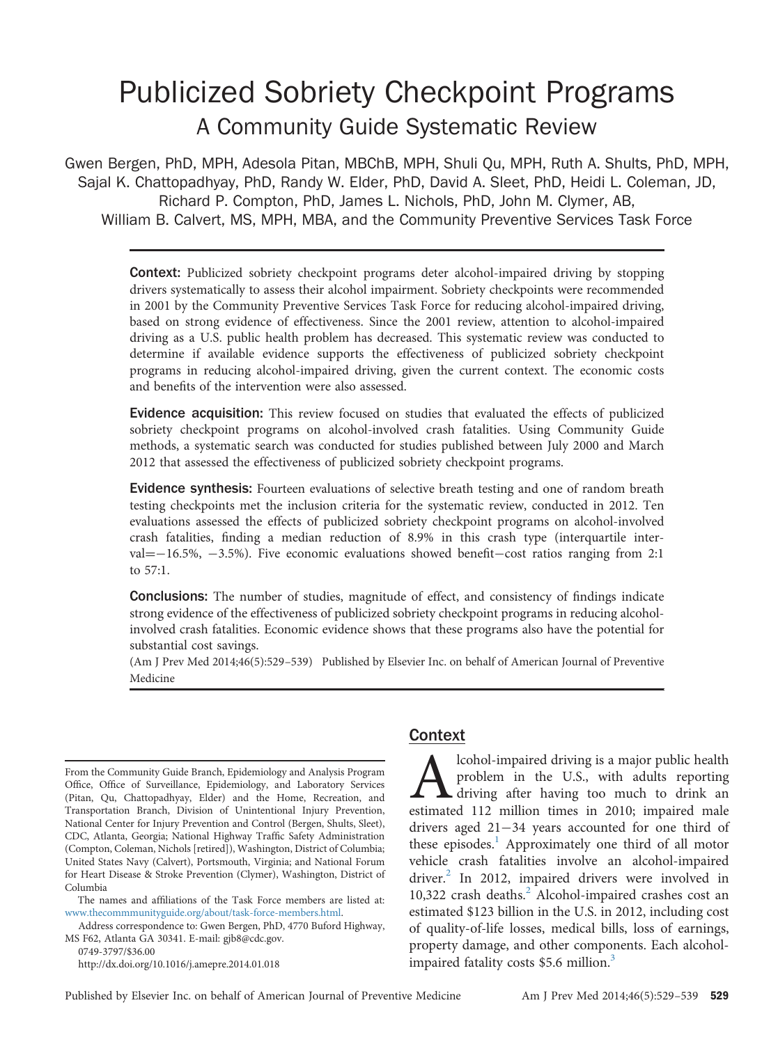# Publicized Sobriety Checkpoint Programs

## A Community Guide Systematic Review

Gwen Bergen, PhD, MPH, Adesola Pitan, MBChB, MPH, Shuli Qu, MPH, Ruth A. Shults, PhD, MPH, Sajal K. Chattopadhyay, PhD, Randy W. Elder, PhD, David A. Sleet, PhD, Heidi L. Coleman, JD, Richard P. Compton, PhD, James L. Nichols, PhD, John M. Clymer, AB, William B. Calvert, MS, MPH, MBA, and the Community Preventive Services Task Force

**Context:** Publicized sobriety checkpoint programs deter alcohol-impaired driving by stopping drivers systematically to assess their alcohol impairment. Sobriety checkpoints were recommended in 2001 by the Community Preventive Services Task Force for reducing alcohol-impaired driving, based on strong evidence of effectiveness. Since the 2001 review, attention to alcohol-impaired driving as a U.S. public health problem has decreased. This systematic review was conducted to determine if available evidence supports the effectiveness of publicized sobriety checkpoint programs in reducing alcohol-impaired driving, given the current context. The economic costs and benefits of the intervention were also assessed.

**Evidence acquisition:** This review focused on studies that evaluated the effects of publicized sobriety checkpoint programs on alcohol-involved crash fatalities. Using Community Guide methods, a systematic search was conducted for studies published between July 2000 and March 2012 that assessed the effectiveness of publicized sobriety checkpoint programs.

**Evidence synthesis:** Fourteen evaluations of selective breath testing and one of random breath testing checkpoints met the inclusion criteria for the systematic review, conducted in 2012. Ten evaluations assessed the effects of publicized sobriety checkpoint programs on alcohol-involved crash fatalities, finding a median reduction of 8.9% in this crash type (interquartile interval=−16.5%, −3.5%). Five economic evaluations showed benefit−cost ratios ranging from 2:1 to 57:1.

**Conclusions:** The number of studies, magnitude of effect, and consistency of findings indicate strong evidence of the effectiveness of publicized sobriety checkpoint programs in reducing alcohol-involved crash fatalities. Economic evidence shows that these programs also have the potential for substantial cost savings.

(Am J Prev Med 2014;46(5):529–539) Published by Elsevier Inc. on behalf of American Journal of Preventive Medicine

## Context

Alcohol-impaired driving is a major public health problem in the U.S., with adults reporting driving after having too much to drink an estimated 112 million times in 2010; impaired male drivers aged 21−34 years accounted for one third of these episodes.[1] Approximately one third of all motor vehicle crash fatalities involve an alcohol-impaired driver.[2] In 2012, impaired drivers were involved in 10,322 crash deaths.[2] Alcohol-impaired crashes cost an estimated $123 billion in the U.S. in 2012, including cost of quality-of-life losses, medical bills, loss of earnings, property damage, and other components. Each alcohol-impaired fatality costs $5.6 million.[3]

From the Community Guide Branch, Epidemiology and Analysis Program Office, Office of Surveillance, Epidemiology, and Laboratory Services (Pitan, Qu, Chattopadhyay, Elder) and the Home, Recreation, and Transportation Branch, Division of Unintentional Injury Prevention, National Center for Injury Prevention and Control (Bergen, Shults, Sleet), CDC, Atlanta, Georgia; National Highway Traffic Safety Administration (Compton, Coleman, Nichols [retired]), Washington, District of Columbia; United States Navy (Calvert), Portsmouth, Virginia; and National Forum for Heart Disease & Stroke Prevention (Clymer), Washington, District of Columbia

The names and affiliations of the Task Force members are listed at: www.thecommmunityguide.org/about/task-force-members.html.

Address correspondence to: Gwen Bergen, PhD, 4770 Buford Highway, MS F62, Atlanta GA 30341. E-mail: gjb8@cdc.gov.

0749-3797/$36.00

http://dx.doi.org/10.1016/j.amepre.2014.01.018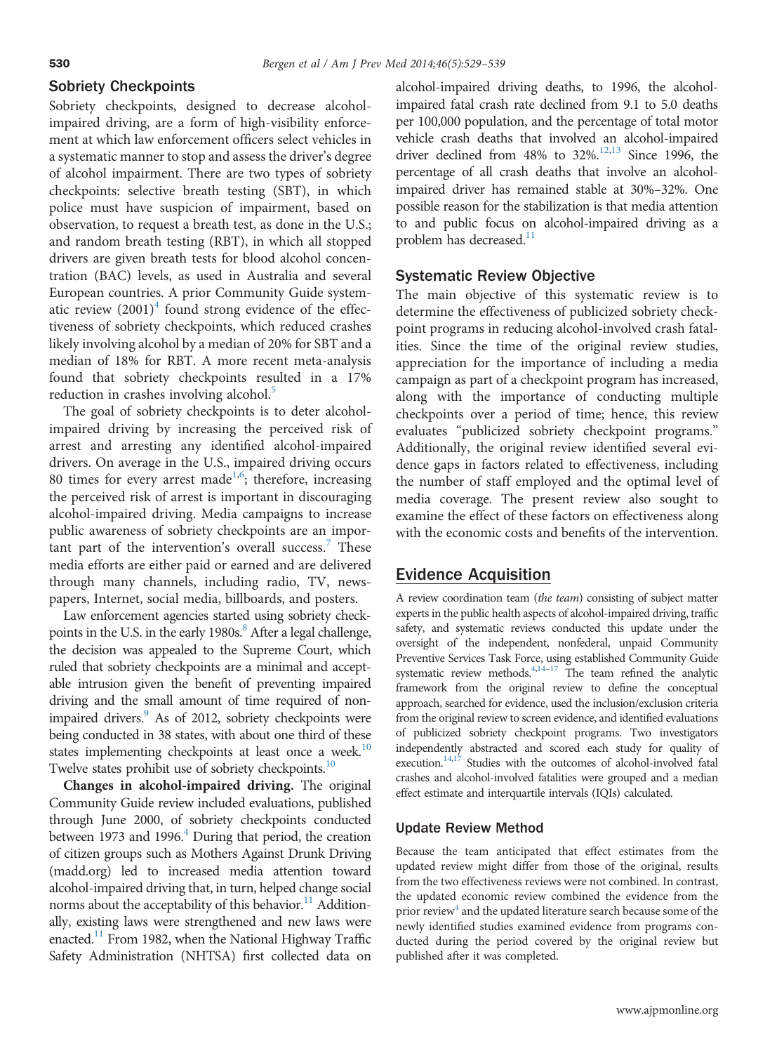## Sobriety Checkpoints

Sobriety checkpoints, designed to decrease alcohol-impaired driving, are a form of high-visibility enforcement at which law enforcement officers select vehicles in a systematic manner to stop and assess the driver's degree of alcohol impairment. There are two types of sobriety checkpoints: selective breath testing (SBT), in which police must have suspicion of impairment, based on observation, to request a breath test, as done in the U.S.; and random breath testing (RBT), in which all stopped drivers are given breath tests for blood alcohol concentration (BAC) levels, as used in Australia and several European countries. A prior Community Guide systematic review (2001)[4] found strong evidence of the effectiveness of sobriety checkpoints, which reduced crashes likely involving alcohol by a median of 20% for SBT and a median of 18% for RBT. A more recent meta-analysis found that sobriety checkpoints resulted in a 17% reduction in crashes involving alcohol.[5]

The goal of sobriety checkpoints is to deter alcohol-impaired driving by increasing the perceived risk of arrest and arresting any identified alcohol-impaired drivers. On average in the U.S., impaired driving occurs 80 times for every arrest made[1,6]; therefore, increasing the perceived risk of arrest is important in discouraging alcohol-impaired driving. Media campaigns to increase public awareness of sobriety checkpoints are an important part of the intervention's overall success.[7] These media efforts are either paid or earned and are delivered through many channels, including radio, TV, newspapers, Internet, social media, billboards, and posters.

Law enforcement agencies started using sobriety checkpoints in the U.S. in the early 1980s.[8] After a legal challenge, the decision was appealed to the Supreme Court, which ruled that sobriety checkpoints are a minimal and acceptable intrusion given the benefit of preventing impaired driving and the small amount of time required of nonimpaired drivers.[9] As of 2012, sobriety checkpoints were being conducted in 38 states, with about one third of these states implementing checkpoints at least once a week.[10] Twelve states prohibit use of sobriety checkpoints.[10]

**Changes in alcohol-impaired driving.** The original Community Guide review included evaluations, published through June 2000, of sobriety checkpoints conducted between 1973 and 1996.[4] During that period, the creation of citizen groups such as Mothers Against Drunk Driving (madd.org) led to increased media attention toward alcohol-impaired driving that, in turn, helped change social norms about the acceptability of this behavior.[11] Additionally, existing laws were strengthened and new laws were enacted.[11] From 1982, when the National Highway Traffic Safety Administration (NHTSA) first collected data on alcohol-impaired driving deaths, to 1996, the alcohol-impaired fatal crash rate declined from 9.1 to 5.0 deaths per 100,000 population, and the percentage of total motor vehicle crash deaths that involved an alcohol-impaired driver declined from 48% to 32%.[12,13] Since 1996, the percentage of all crash deaths that involve an alcohol-impaired driver has remained stable at 30%–32%. One possible reason for the stabilization is that media attention to and public focus on alcohol-impaired driving as a problem has decreased.[11]

## Systematic Review Objective

The main objective of this systematic review is to determine the effectiveness of publicized sobriety checkpoint programs in reducing alcohol-involved crash fatalities. Since the time of the original review studies, appreciation for the importance of including a media campaign as part of a checkpoint program has increased, along with the importance of conducting multiple checkpoints over a period of time; hence, this review evaluates "publicized sobriety checkpoint programs." Additionally, the original review identified several evidence gaps in factors related to effectiveness, including the number of staff employed and the optimal level of media coverage. The present review also sought to examine the effect of these factors on effectiveness along with the economic costs and benefits of the intervention.

# Evidence Acquisition

A review coordination team (*the team*) consisting of subject matter experts in the public health aspects of alcohol-impaired driving, traffic safety, and systematic reviews conducted this update under the oversight of the independent, nonfederal, unpaid Community Preventive Services Task Force, using established Community Guide systematic review methods.[4,14–17] The team refined the analytic framework from the original review to define the conceptual approach, searched for evidence, used the inclusion/exclusion criteria from the original review to screen evidence, and identified evaluations of publicized sobriety checkpoint programs. Two investigators independently abstracted and scored each study for quality of execution.[14,17] Studies with the outcomes of alcohol-involved fatal crashes and alcohol-involved fatalities were grouped and a median effect estimate and interquartile intervals (IQIs) calculated.

### Update Review Method

Because the team anticipated that effect estimates from the updated review might differ from those of the original, results from the two effectiveness reviews were not combined. In contrast, the updated economic review combined the evidence from the prior review[4] and the updated literature search because some of the newly identified studies examined evidence from programs conducted during the period covered by the original review but published after it was completed.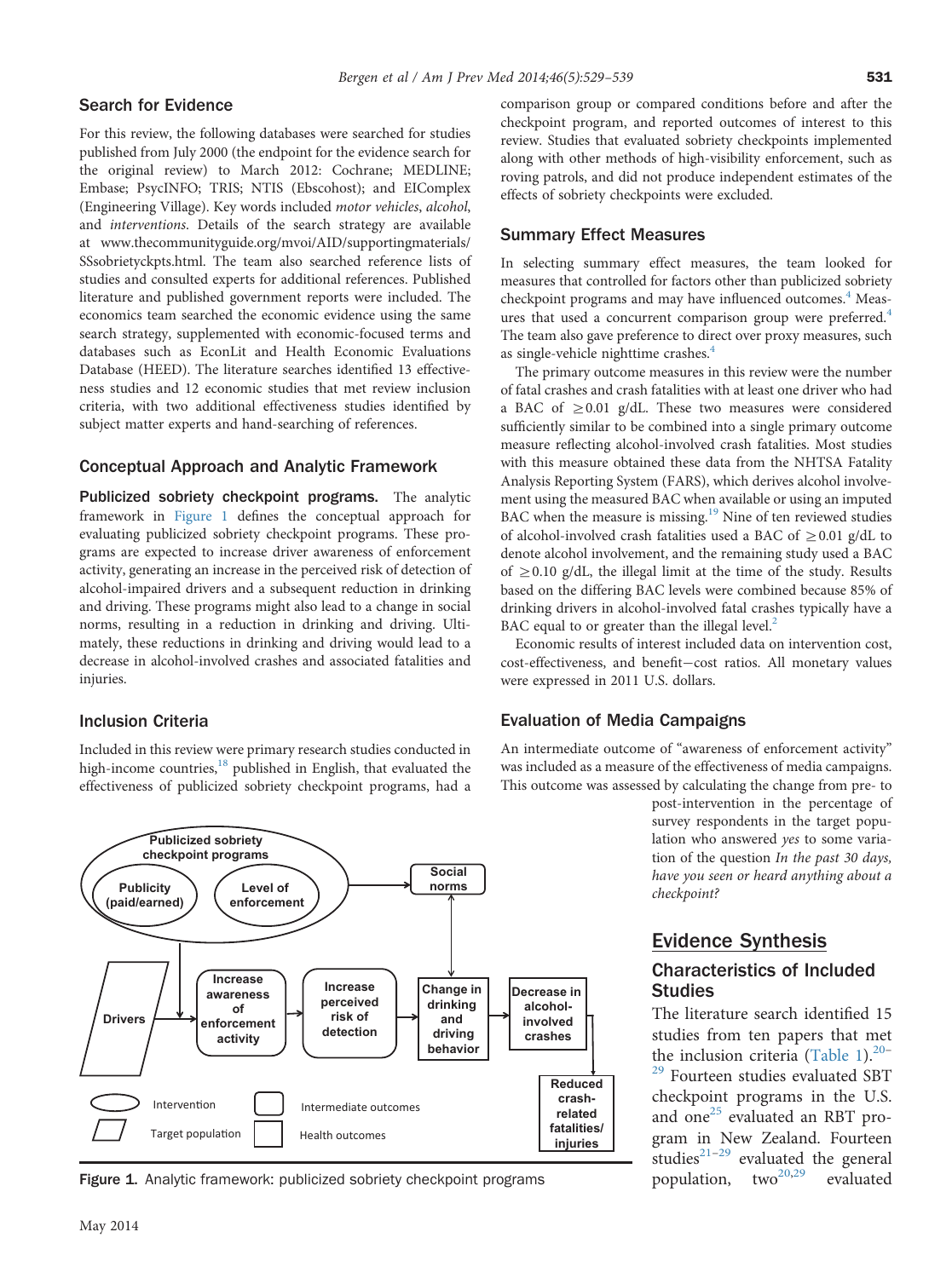## Search for Evidence

For this review, the following databases were searched for studies published from July 2000 (the endpoint for the evidence search for the original review) to March 2012: Cochrane; MEDLINE; Embase; PsycINFO; TRIS; NTIS (Ebscohost); and EIComplex (Engineering Village). Key words included *motor vehicles*, *alcohol*, and *interventions*. Details of the search strategy are available at www.thecommunityguide.org/mvoi/AID/supportingmaterials/SSsobrietyckpts.html. The team also searched reference lists of studies and consulted experts for additional references. Published literature and published government reports were included. The economics team searched the economic evidence using the same search strategy, supplemented with economic-focused terms and databases such as EconLit and Health Economic Evaluations Database (HEED). The literature searches identified 13 effectiveness studies and 12 economic studies that met review inclusion criteria, with two additional effectiveness studies identified by subject matter experts and hand-searching of references.

## Conceptual Approach and Analytic Framework

**Publicized sobriety checkpoint programs.** The analytic framework in Figure 1 defines the conceptual approach for evaluating publicized sobriety checkpoint programs. These programs are expected to increase driver awareness of enforcement activity, generating an increase in the perceived risk of detection of alcohol-impaired drivers and a subsequent reduction in drinking and driving. These programs might also lead to a change in social norms, resulting in a reduction in drinking and driving. Ultimately, these reductions in drinking and driving would lead to a decrease in alcohol-involved crashes and associated fatalities and injuries.

## Inclusion Criteria

Included in this review were primary research studies conducted in high-income countries,[18] published in English, that evaluated the effectiveness of publicized sobriety checkpoint programs, had a comparison group or compared conditions before and after the checkpoint program, and reported outcomes of interest to this review. Studies that evaluated sobriety checkpoints implemented along with other methods of high-visibility enforcement, such as roving patrols, and did not produce independent estimates of the effects of sobriety checkpoints were excluded.

## Summary Effect Measures

In selecting summary effect measures, the team looked for measures that controlled for factors other than publicized sobriety checkpoint programs and may have influenced outcomes.[4] Measures that used a concurrent comparison group were preferred.[4] The team also gave preference to direct over proxy measures, such as single-vehicle nighttime crashes.[4]

The primary outcome measures in this review were the number of fatal crashes and crash fatalities with at least one driver who had a BAC of $\geq$0.01 g/dL. These two measures were considered sufficiently similar to be combined into a single primary outcome measure reflecting alcohol-involved crash fatalities. Most studies with this measure obtained these data from the NHTSA Fatality Analysis Reporting System (FARS), which derives alcohol involvement using the measured BAC when available or using an imputed BAC when the measure is missing.[19] Nine of ten reviewed studies of alcohol-involved crash fatalities used a BAC of $\geq$0.01 g/dL to denote alcohol involvement, and the remaining study used a BAC of $\geq$0.10 g/dL, the illegal limit at the time of the study. Results based on the differing BAC levels were combined because 85% of drinking drivers in alcohol-involved fatal crashes typically have a BAC equal to or greater than the illegal level.[2]

Economic results of interest included data on intervention cost, cost-effectiveness, and benefit−cost ratios. All monetary values were expressed in 2011 U.S. dollars.

## Evaluation of Media Campaigns

An intermediate outcome of "awareness of enforcement activity" was included as a measure of the effectiveness of media campaigns. This outcome was assessed by calculating the change from pre- to post-intervention in the percentage of survey respondents in the target population who answered *yes* to some variation of the question *In the past 30 days, have you seen or heard anything about a checkpoint?*

Figure 1. Analytic framework: publicized sobriety checkpoint programs

# Evidence Synthesis

## Characteristics of Included Studies

The literature search identified 15 studies from ten papers that met the inclusion criteria (Table 1).[20–29] Fourteen studies evaluated SBT checkpoint programs in the U.S. and one[25] evaluated an RBT program in New Zealand. Fourteen studies[21–29] evaluated the general population, two[20,29] evaluated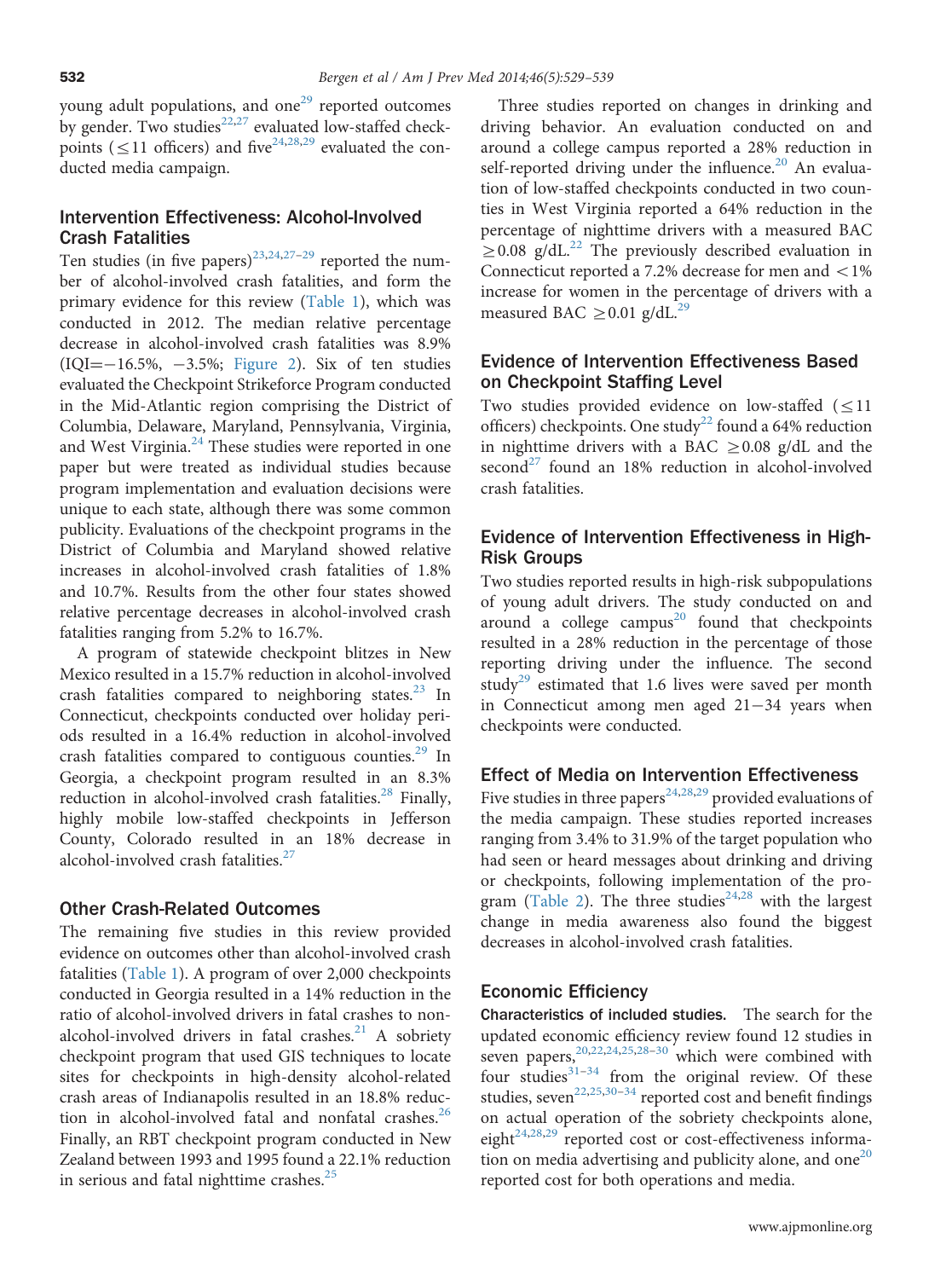young adult populations, and one[29] reported outcomes by gender. Two studies[22,27] evaluated low-staffed checkpoints (≤11 officers) and five[24,28,29] evaluated the conducted media campaign.

## Intervention Effectiveness: Alcohol-Involved Crash Fatalities

Ten studies (in five papers)[23,24,27–29] reported the number of alcohol-involved crash fatalities, and form the primary evidence for this review (Table 1), which was conducted in 2012. The median relative percentage decrease in alcohol-involved crash fatalities was 8.9% (IQI=−16.5%, −3.5%; Figure 2). Six of ten studies evaluated the Checkpoint Strikeforce Program conducted in the Mid-Atlantic region comprising the District of Columbia, Delaware, Maryland, Pennsylvania, Virginia, and West Virginia.[24] These studies were reported in one paper but were treated as individual studies because program implementation and evaluation decisions were unique to each state, although there was some common publicity. Evaluations of the checkpoint programs in the District of Columbia and Maryland showed relative increases in alcohol-involved crash fatalities of 1.8% and 10.7%. Results from the other four states showed relative percentage decreases in alcohol-involved crash fatalities ranging from 5.2% to 16.7%.

A program of statewide checkpoint blitzes in New Mexico resulted in a 15.7% reduction in alcohol-involved crash fatalities compared to neighboring states.[23] In Connecticut, checkpoints conducted over holiday periods resulted in a 16.4% reduction in alcohol-involved crash fatalities compared to contiguous counties.[29] In Georgia, a checkpoint program resulted in an 8.3% reduction in alcohol-involved crash fatalities.[28] Finally, highly mobile low-staffed checkpoints in Jefferson County, Colorado resulted in an 18% decrease in alcohol-involved crash fatalities.[27]

## Other Crash-Related Outcomes

The remaining five studies in this review provided evidence on outcomes other than alcohol-involved crash fatalities (Table 1). A program of over 2,000 checkpoints conducted in Georgia resulted in a 14% reduction in the ratio of alcohol-involved drivers in fatal crashes to nonalcohol-involved drivers in fatal crashes.[21] A sobriety checkpoint program that used GIS techniques to locate sites for checkpoints in high-density alcohol-related crash areas of Indianapolis resulted in an 18.8% reduction in alcohol-involved fatal and nonfatal crashes.[26] Finally, an RBT checkpoint program conducted in New Zealand between 1993 and 1995 found a 22.1% reduction in serious and fatal nighttime crashes.[25]

Three studies reported on changes in drinking and driving behavior. An evaluation conducted on and around a college campus reported a 28% reduction in self-reported driving under the influence.[20] An evaluation of low-staffed checkpoints conducted in two counties in West Virginia reported a 64% reduction in the percentage of nighttime drivers with a measured BAC ≥0.08 g/dL.[22] The previously described evaluation in Connecticut reported a 7.2% decrease for men and <1% increase for women in the percentage of drivers with a measured BAC ≥0.01 g/dL.[29]

## Evidence of Intervention Effectiveness Based on Checkpoint Staffing Level

Two studies provided evidence on low-staffed (≤11 officers) checkpoints. One study[22] found a 64% reduction in nighttime drivers with a BAC ≥0.08 g/dL and the second[27] found an 18% reduction in alcohol-involved crash fatalities.

## Evidence of Intervention Effectiveness in High-Risk Groups

Two studies reported results in high-risk subpopulations of young adult drivers. The study conducted on and around a college campus[20] found that checkpoints resulted in a 28% reduction in the percentage of those reporting driving under the influence. The second study[29] estimated that 1.6 lives were saved per month in Connecticut among men aged 21−34 years when checkpoints were conducted.

## Effect of Media on Intervention Effectiveness

Five studies in three papers[24,28,29] provided evaluations of the media campaign. These studies reported increases ranging from 3.4% to 31.9% of the target population who had seen or heard messages about drinking and driving or checkpoints, following implementation of the program (Table 2). The three studies[24,28] with the largest change in media awareness also found the biggest decreases in alcohol-involved crash fatalities.

## Economic Efficiency

**Characteristics of included studies.** The search for the updated economic efficiency review found 12 studies in seven papers,[20,22,24,25,28–30] which were combined with four studies[31–34] from the original review. Of these studies, seven[22,25,30–34] reported cost and benefit findings on actual operation of the sobriety checkpoints alone, eight[24,28,29] reported cost or cost-effectiveness information on media advertising and publicity alone, and one[20] reported cost for both operations and media.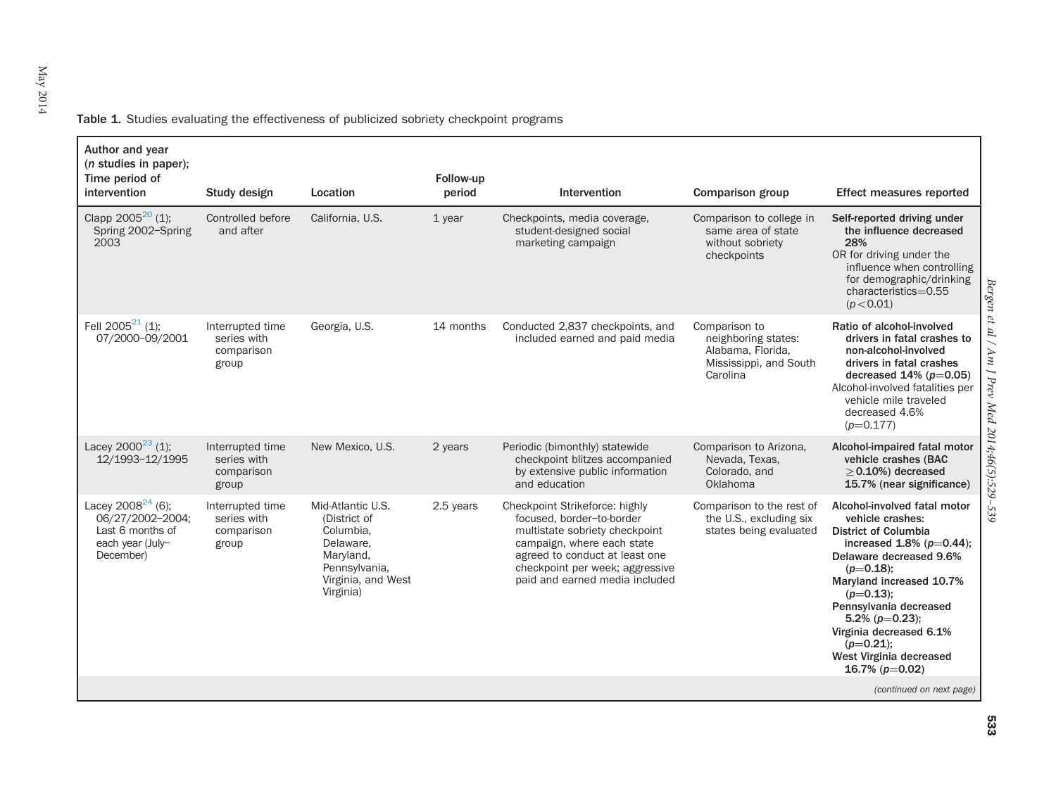**Table 1.** Studies evaluating the effectiveness of publicized sobriety checkpoint programs

| Author and year (*n* studies in paper); Time period of intervention | Study design | Location | Follow-up period | Intervention | Comparison group | Effect measures reported |
|---|---|---|---|---|---|---|
| Clapp 2005[20] (1); Spring 2002–Spring 2003 | Controlled before and after | California, U.S. | 1 year | Checkpoints, media coverage, student-designed social marketing campaign | Comparison to college in same area of state without sobriety checkpoints | **Self-reported driving under the influence decreased 28%** OR for driving under the influence when controlling for demographic/drinking characteristics=0.55 ($p<0.01$) |
| Fell 2005[21] (1); 07/2000–09/2001 | Interrupted time series with comparison group | Georgia, U.S. | 14 months | Conducted 2,837 checkpoints, and included earned and paid media | Comparison to neighboring states: Alabama, Florida, Mississippi, and South Carolina | **Ratio of alcohol-involved drivers in fatal crashes to non-alcohol-involved drivers in fatal crashes decreased 14% ($p$=0.05)** Alcohol-involved fatalities per vehicle mile traveled decreased 4.6% ($p$=0.177) |
| Lacey 2000[23] (1); 12/1993–12/1995 | Interrupted time series with comparison group | New Mexico, U.S. | 2 years | Periodic (bimonthly) statewide checkpoint blitzes accompanied by extensive public information and education | Comparison to Arizona, Nevada, Texas, Colorado, and Oklahoma | **Alcohol-impaired fatal motor vehicle crashes (BAC $\geq$0.10%) decreased 15.7% (near significance)** |
| Lacey 2008[24] (6); 06/27/2002–2004; Last 6 months of each year (July–December) | Interrupted time series with comparison group | Mid-Atlantic U.S. (District of Columbia, Delaware, Maryland, Pennsylvania, Virginia, and West Virginia) | 2.5 years | Checkpoint Strikeforce: highly focused, border–to-border multistate sobriety checkpoint campaign, where each state agreed to conduct at least one checkpoint per week; aggressive paid and earned media included | Comparison to the rest of the U.S., excluding six states being evaluated | **Alcohol-involved fatal motor vehicle crashes: District of Columbia increased 1.8% ($p$=0.44); Delaware decreased 9.6% ($p$=0.18); Maryland increased 10.7% ($p$=0.13); Pennsylvania decreased 5.2% ($p$=0.23); Virginia decreased 6.1% ($p$=0.21); West Virginia decreased 16.7% ($p$=0.02)** |

*(continued on next page)*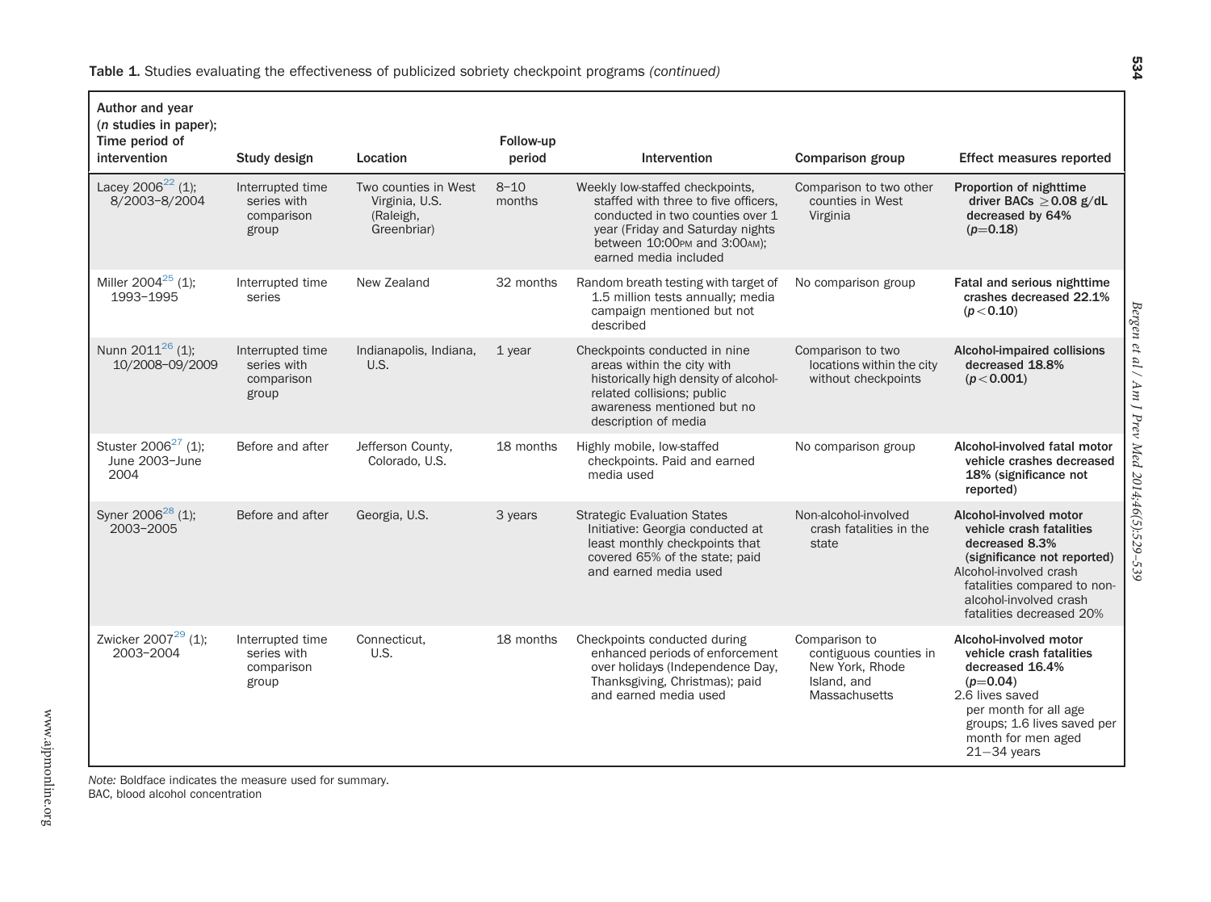**Table 1.** Studies evaluating the effectiveness of publicized sobriety checkpoint programs *(continued)*

| Author and year (*n* studies in paper); Time period of intervention | Study design | Location | Follow-up period | Intervention | Comparison group | Effect measures reported |
|---|---|---|---|---|---|---|
| Lacey 2006[22] (1); 8/2003–8/2004 | Interrupted time series with comparison group | Two counties in West Virginia, U.S. (Raleigh, Greenbriar) | 8–10 months | Weekly low-staffed checkpoints, staffed with three to five officers, conducted in two counties over 1 year (Friday and Saturday nights between 10:00PM and 3:00AM); earned media included | Comparison to two other counties in West Virginia | **Proportion of nighttime driver BACs ≥0.08 g/dL decreased by 64% ($p$=0.18)** |
| Miller 2004[25] (1); 1993–1995 | Interrupted time series | New Zealand | 32 months | Random breath testing with target of 1.5 million tests annually; media campaign mentioned but not described | No comparison group | **Fatal and serious nighttime crashes decreased 22.1% ($p<0.10$)** |
| Nunn 2011[26] (1); 10/2008–09/2009 | Interrupted time series with comparison group | Indianapolis, Indiana, U.S. | 1 year | Checkpoints conducted in nine areas within the city with historically high density of alcohol-related collisions; public awareness mentioned but no description of media | Comparison to two locations within the city without checkpoints | **Alcohol-impaired collisions decreased 18.8% ($p<0.001$)** |
| Stuster 2006[27] (1); June 2003–June 2004 | Before and after | Jefferson County, Colorado, U.S. | 18 months | Highly mobile, low-staffed checkpoints. Paid and earned media used | No comparison group | **Alcohol-involved fatal motor vehicle crashes decreased 18% (significance not reported)** |
| Syner 2006[28] (1); 2003–2005 | Before and after | Georgia, U.S. | 3 years | Strategic Evaluation States Initiative: Georgia conducted at least monthly checkpoints that covered 65% of the state; paid and earned media used | Non-alcohol-involved crash fatalities in the state | **Alcohol-involved motor vehicle crash fatalities decreased 8.3% (significance not reported)** Alcohol-involved crash fatalities compared to non-alcohol-involved crash fatalities decreased 20% |
| Zwicker 2007[29] (1); 2003–2004 | Interrupted time series with comparison group | Connecticut, U.S. | 18 months | Checkpoints conducted during enhanced periods of enforcement over holidays (Independence Day, Thanksgiving, Christmas); paid and earned media used | Comparison to contiguous counties in New York, Rhode Island, and Massachusetts | **Alcohol-involved motor vehicle crash fatalities decreased 16.4% ($p$=0.04)** 2.6 lives saved per month for all age groups; 1.6 lives saved per month for men aged 21–34 years |

*Note:* Boldface indicates the measure used for summary.
BAC, blood alcohol concentration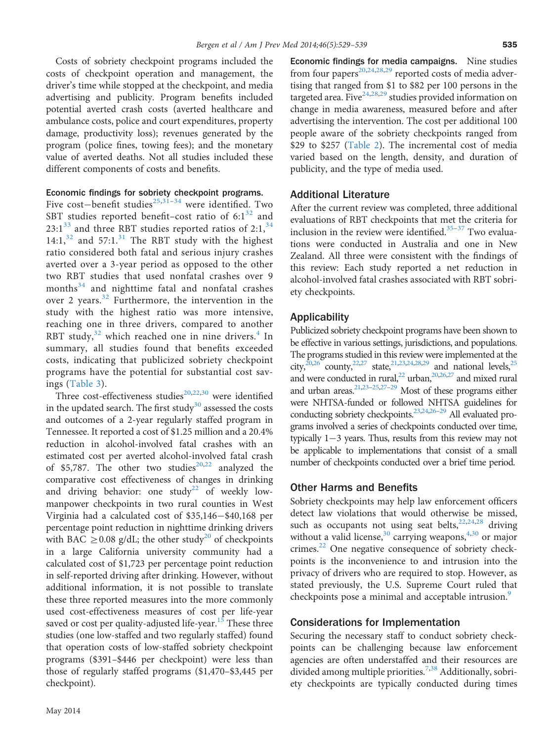Costs of sobriety checkpoint programs included the costs of checkpoint operation and management, the driver's time while stopped at the checkpoint, and media advertising and publicity. Program benefits included potential averted crash costs (averted healthcare and ambulance costs, police and court expenditures, property damage, productivity loss); revenues generated by the program (police fines, towing fees); and the monetary value of averted deaths. Not all studies included these different components of costs and benefits.

**Economic findings for sobriety checkpoint programs.** Five cost−benefit studies[25,31–34] were identified. Two SBT studies reported benefit–cost ratio of 6:1[32] and 23:1[33] and three RBT studies reported ratios of 2:1,[34] 14:1,[32] and 57:1.[31] The RBT study with the highest ratio considered both fatal and serious injury crashes averted over a 3-year period as opposed to the other two RBT studies that used nonfatal crashes over 9 months[34] and nighttime fatal and nonfatal crashes over 2 years.[32] Furthermore, the intervention in the study with the highest ratio was more intensive, reaching one in three drivers, compared to another RBT study,[32] which reached one in nine drivers.[4] In summary, all studies found that benefits exceeded costs, indicating that publicized sobriety checkpoint programs have the potential for substantial cost savings (Table 3).

Three cost-effectiveness studies[20,22,30] were identified in the updated search. The first study[30] assessed the costs and outcomes of a 2-year regularly staffed program in Tennessee. It reported a cost of $1.25 million and a 20.4% reduction in alcohol-involved fatal crashes with an estimated cost per averted alcohol-involved fatal crash of $5,787. The other two studies[20,22] analyzed the comparative cost effectiveness of changes in drinking and driving behavior: one study[22] of weekly low-manpower checkpoints in two rural counties in West Virginia had a calculated cost of $35,146−$40,168 per percentage point reduction in nighttime drinking drivers with BAC ≥0.08 g/dL; the other study[20] of checkpoints in a large California university community had a calculated cost of $1,723 per percentage point reduction in self-reported driving after drinking. However, without additional information, it is not possible to translate these three reported measures into the more commonly used cost-effectiveness measures of cost per life-year saved or cost per quality-adjusted life-year.[15] These three studies (one low-staffed and two regularly staffed) found that operation costs of low-staffed sobriety checkpoint programs ($391–$446 per checkpoint) were less than those of regularly staffed programs ($1,470–$3,445 per checkpoint).

**Economic findings for media campaigns.** Nine studies from four papers[20,24,28,29] reported costs of media advertising that ranged from $1 to $82 per 100 persons in the targeted area. Five[24,28,29] studies provided information on change in media awareness, measured before and after advertising the intervention. The cost per additional 100 people aware of the sobriety checkpoints ranged from $29 to $257 (Table 2). The incremental cost of media varied based on the length, density, and duration of publicity, and the type of media used.

## Additional Literature

After the current review was completed, three additional evaluations of RBT checkpoints that met the criteria for inclusion in the review were identified.[35–37] Two evaluations were conducted in Australia and one in New Zealand. All three were consistent with the findings of this review: Each study reported a net reduction in alcohol-involved fatal crashes associated with RBT sobriety checkpoints.

## Applicability

Publicized sobriety checkpoint programs have been shown to be effective in various settings, jurisdictions, and populations. The programs studied in this review were implemented at the city,[20,26] county,[22,27] state,[21,23,24,28,29] and national levels,[25] and were conducted in rural,[22] urban,[20,26,27] and mixed rural and urban areas.[21,23–25,27–29] Most of these programs either were NHTSA-funded or followed NHTSA guidelines for conducting sobriety checkpoints.[23,24,26–29] All evaluated programs involved a series of checkpoints conducted over time, typically 1−3 years. Thus, results from this review may not be applicable to implementations that consist of a small number of checkpoints conducted over a brief time period.

## Other Harms and Benefits

Sobriety checkpoints may help law enforcement officers detect law violations that would otherwise be missed, such as occupants not using seat belts,[22,24,28] driving without a valid license,[30] carrying weapons,[4,30] or major crimes.[22] One negative consequence of sobriety checkpoints is the inconvenience to and intrusion into the privacy of drivers who are required to stop. However, as stated previously, the U.S. Supreme Court ruled that checkpoints pose a minimal and acceptable intrusion.[9]

## Considerations for Implementation

Securing the necessary staff to conduct sobriety checkpoints can be challenging because law enforcement agencies are often understaffed and their resources are divided among multiple priorities.[7,38] Additionally, sobriety checkpoints are typically conducted during times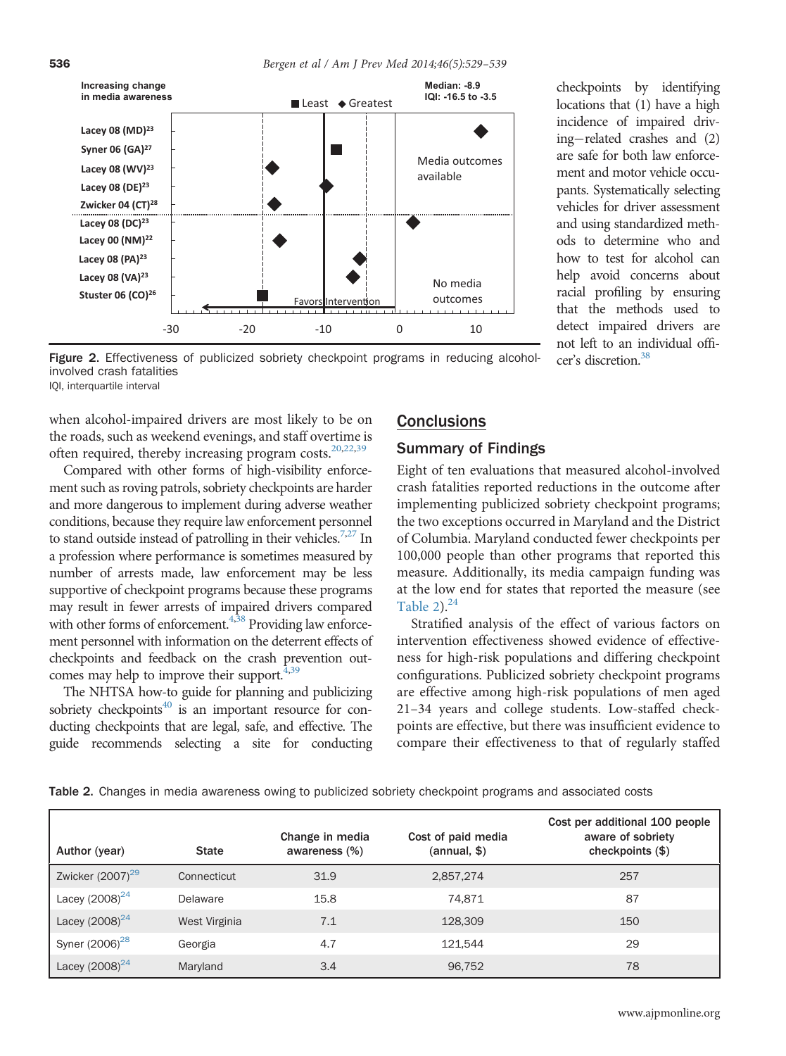Figure 2. Effectiveness of publicized sobriety checkpoint programs in reducing alcohol-involved crash fatalities
IQI, interquartile interval

checkpoints by identifying locations that (1) have a high incidence of impaired driving–related crashes and (2) are safe for both law enforcement and motor vehicle occupants. Systematically selecting vehicles for driver assessment and using standardized methods to determine who and how to test for alcohol can help avoid concerns about racial profiling by ensuring that the methods used to detect impaired drivers are not left to an individual officer's discretion.[38]

when alcohol-impaired drivers are most likely to be on the roads, such as weekend evenings, and staff overtime is often required, thereby increasing program costs.[20,22,39]

Compared with other forms of high-visibility enforcement such as roving patrols, sobriety checkpoints are harder and more dangerous to implement during adverse weather conditions, because they require law enforcement personnel to stand outside instead of patrolling in their vehicles.[7,27] In a profession where performance is sometimes measured by number of arrests made, law enforcement may be less supportive of checkpoint programs because these programs may result in fewer arrests of impaired drivers compared with other forms of enforcement.[4,38] Providing law enforcement personnel with information on the deterrent effects of checkpoints and feedback on the crash prevention outcomes may help to improve their support.[4,39]

The NHTSA how-to guide for planning and publicizing sobriety checkpoints[40] is an important resource for conducting checkpoints that are legal, safe, and effective. The guide recommends selecting a site for conducting

## Conclusions

### Summary of Findings

Eight of ten evaluations that measured alcohol-involved crash fatalities reported reductions in the outcome after implementing publicized sobriety checkpoint programs; the two exceptions occurred in Maryland and the District of Columbia. Maryland conducted fewer checkpoints per 100,000 people than other programs that reported this measure. Additionally, its media campaign funding was at the low end for states that reported the measure (see Table 2).[24]

Stratified analysis of the effect of various factors on intervention effectiveness showed evidence of effectiveness for high-risk populations and differing checkpoint configurations. Publicized sobriety checkpoint programs are effective among high-risk populations of men aged 21–34 years and college students. Low-staffed checkpoints are effective, but there was insufficient evidence to compare their effectiveness to that of regularly staffed

Table 2. Changes in media awareness owing to publicized sobriety checkpoint programs and associated costs

| Author (year) | State | Change in media awareness (%) | Cost of paid media (annual, $) | Cost per additional 100 people aware of sobriety checkpoints ($) |
|---|---|---|---|---|
| Zwicker (2007)[29] | Connecticut | 31.9 | 2,857,274 | 257 |
| Lacey (2008)[24] | Delaware | 15.8 | 74,871 | 87 |
| Lacey (2008)[24] | West Virginia | 7.1 | 128,309 | 150 |
| Syner (2006)[28] | Georgia | 4.7 | 121,544 | 29 |
| Lacey (2008)[24] | Maryland | 3.4 | 96,752 | 78 |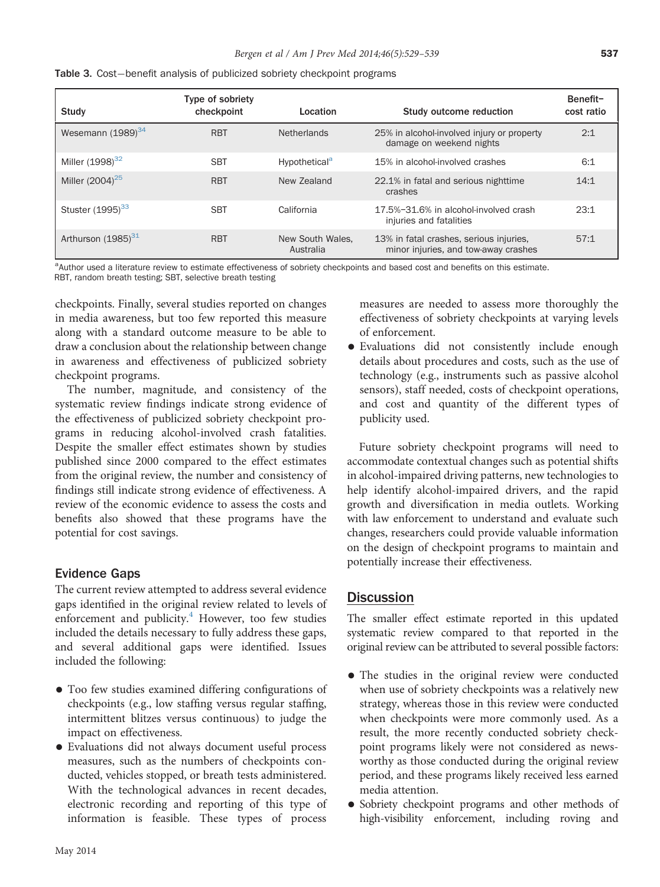Table 3. Cost–benefit analysis of publicized sobriety checkpoint programs

| Study | Type of sobriety checkpoint | Location | Study outcome reduction | Benefit–cost ratio |
|---|---|---|---|---|
| Wesemann (1989)[34] | RBT | Netherlands | 25% in alcohol-involved injury or property damage on weekend nights | 2:1 |
| Miller (1998)[32] | SBT | Hypothetical[a] | 15% in alcohol-involved crashes | 6:1 |
| Miller (2004)[25] | RBT | New Zealand | 22.1% in fatal and serious nighttime crashes | 14:1 |
| Stuster (1995)[33] | SBT | California | 17.5%–31.6% in alcohol-involved crash injuries and fatalities | 23:1 |
| Arthurson (1985)[31] | RBT | New South Wales, Australia | 13% in fatal crashes, serious injuries, minor injuries, and tow-away crashes | 57:1 |

[a]Author used a literature review to estimate effectiveness of sobriety checkpoints and based cost and benefits on this estimate.
RBT, random breath testing; SBT, selective breath testing

checkpoints. Finally, several studies reported on changes in media awareness, but too few reported this measure along with a standard outcome measure to be able to draw a conclusion about the relationship between change in awareness and effectiveness of publicized sobriety checkpoint programs.

The number, magnitude, and consistency of the systematic review findings indicate strong evidence of the effectiveness of publicized sobriety checkpoint programs in reducing alcohol-involved crash fatalities. Despite the smaller effect estimates shown by studies published since 2000 compared to the effect estimates from the original review, the number and consistency of findings still indicate strong evidence of effectiveness. A review of the economic evidence to assess the costs and benefits also showed that these programs have the potential for cost savings.

## Evidence Gaps

The current review attempted to address several evidence gaps identified in the original review related to levels of enforcement and publicity.[4] However, too few studies included the details necessary to fully address these gaps, and several additional gaps were identified. Issues included the following:

- Too few studies examined differing configurations of checkpoints (e.g., low staffing versus regular staffing, intermittent blitzes versus continuous) to judge the impact on effectiveness.
- Evaluations did not always document useful process measures, such as the numbers of checkpoints conducted, vehicles stopped, or breath tests administered. With the technological advances in recent decades, electronic recording and reporting of this type of information is feasible. These types of process measures are needed to assess more thoroughly the effectiveness of sobriety checkpoints at varying levels of enforcement.
- Evaluations did not consistently include enough details about procedures and costs, such as the use of technology (e.g., instruments such as passive alcohol sensors), staff needed, costs of checkpoint operations, and cost and quantity of the different types of publicity used.

Future sobriety checkpoint programs will need to accommodate contextual changes such as potential shifts in alcohol-impaired driving patterns, new technologies to help identify alcohol-impaired drivers, and the rapid growth and diversification in media outlets. Working with law enforcement to understand and evaluate such changes, researchers could provide valuable information on the design of checkpoint programs to maintain and potentially increase their effectiveness.

## Discussion

The smaller effect estimate reported in this updated systematic review compared to that reported in the original review can be attributed to several possible factors:

- The studies in the original review were conducted when use of sobriety checkpoints was a relatively new strategy, whereas those in this review were conducted when checkpoints were more commonly used. As a result, the more recently conducted sobriety checkpoint programs likely were not considered as newsworthy as those conducted during the original review period, and these programs likely received less earned media attention.
- Sobriety checkpoint programs and other methods of high-visibility enforcement, including roving and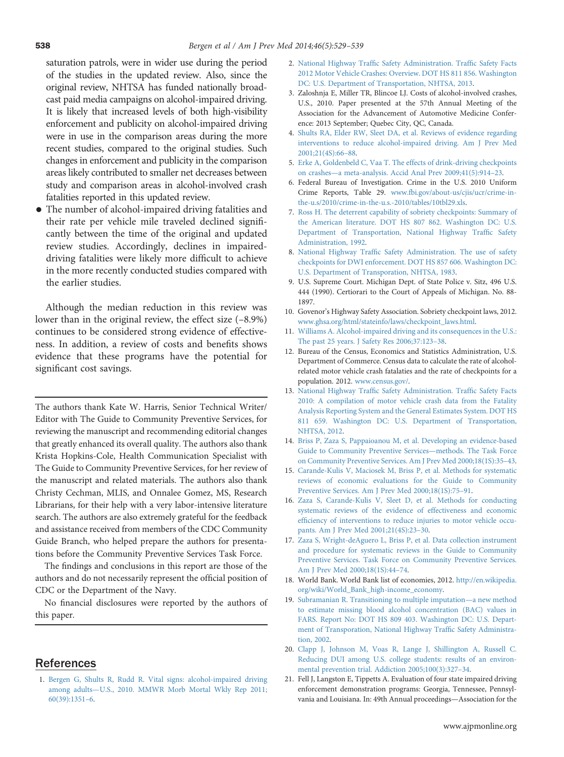saturation patrols, were in wider use during the period of the studies in the updated review. Also, since the original review, NHTSA has funded nationally broadcast paid media campaigns on alcohol-impaired driving. It is likely that increased levels of both high-visibility enforcement and publicity on alcohol-impaired driving were in use in the comparison areas during the more recent studies, compared to the original studies. Such changes in enforcement and publicity in the comparison areas likely contributed to smaller net decreases between study and comparison areas in alcohol-involved crash fatalities reported in this updated review.

- The number of alcohol-impaired driving fatalities and their rate per vehicle mile traveled declined significantly between the time of the original and updated review studies. Accordingly, declines in impaired-driving fatalities were likely more difficult to achieve in the more recently conducted studies compared with the earlier studies.

Although the median reduction in this review was lower than in the original review, the effect size (–8.9%) continues to be considered strong evidence of effectiveness. In addition, a review of costs and benefits shows evidence that these programs have the potential for significant cost savings.

---

The authors thank Kate W. Harris, Senior Technical Writer/Editor with The Guide to Community Preventive Services, for reviewing the manuscript and recommending editorial changes that greatly enhanced its overall quality. The authors also thank Krista Hopkins-Cole, Health Communication Specialist with The Guide to Community Preventive Services, for her review of the manuscript and related materials. The authors also thank Christy Cechman, MLIS, and Onnalee Gomez, MS, Research Librarians, for their help with a very labor-intensive literature search. The authors are also extremely grateful for the feedback and assistance received from members of the CDC Community Guide Branch, who helped prepare the authors for presentations before the Community Preventive Services Task Force.

The findings and conclusions in this report are those of the authors and do not necessarily represent the official position of CDC or the Department of the Navy.

No financial disclosures were reported by the authors of this paper.

---

## References

1. Bergen G, Shults R, Rudd R. Vital signs: alcohol-impaired driving among adults—U.S., 2010. MMWR Morb Mortal Wkly Rep 2011; 60(39):1351–6.
2. National Highway Traffic Safety Administration. Traffic Safety Facts 2012 Motor Vehicle Crashes: Overview. DOT HS 811 856. Washington DC: U.S. Department of Transportation, NHTSA, 2013.
3. Zaloshnja E, Miller TR, Blincoe LJ. Costs of alcohol-involved crashes, U.S., 2010. Paper presented at the 57th Annual Meeting of the Association for the Advancement of Automotive Medicine Conference: 2013 September; Quebec City, QC, Canada.
4. Shults RA, Elder RW, Sleet DA, et al. Reviews of evidence regarding interventions to reduce alcohol-impaired driving. Am J Prev Med 2001;21(4S):66–88.
5. Erke A, Goldenbeld C, Vaa T. The effects of drink-driving checkpoints on crashes—a meta-analysis. Accid Anal Prev 2009;41(5):914–23.
6. Federal Bureau of Investigation. Crime in the U.S. 2010 Uniform Crime Reports, Table 29. www.fbi.gov/about-us/cjis/ucr/crime-in-the-u.s/2010/crime-in-the-u.s.-2010/tables/10tbl29.xls.
7. Ross H. The deterrent capability of sobriety checkpoints: Summary of the American literature. DOT HS 807 862. Washington DC: U.S. Department of Transportation, National Highway Traffic Safety Administration, 1992.
8. National Highway Traffic Safety Administration. The use of safety checkpoints for DWI enforcement. DOT HS 857 606. Washington DC: U.S. Department of Transporation, NHTSA, 1983.
9. U.S. Supreme Court. Michigan Dept. of State Police v. Sitz, 496 U.S. 444 (1990). Certiorari to the Court of Appeals of Michigan. No. 88-1897.
10. Govenor's Highway Safety Association. Sobriety checkpoint laws, 2012. www.ghsa.org/html/stateinfo/laws/checkpoint_laws.html.
11. Williams A. Alcohol-impaired driving and its consequences in the U.S.: The past 25 years. J Safety Res 2006;37:123–38.
12. Bureau of the Census, Economics and Statistics Administration, U.S. Department of Commerce. Census data to calculate the rate of alcohol-related motor vehicle crash fatalaties and the rate of checkpoints for a population. 2012. www.census.gov/.
13. National Highway Traffic Safety Administration. Traffic Safety Facts 2010: A compilation of motor vehicle crash data from the Fatality Analysis Reporting System and the General Estimates System. DOT HS 811 659. Washington DC: U.S. Department of Transportation, NHTSA, 2012.
14. Briss P, Zaza S, Pappaioanou M, et al. Developing an evidence-based Guide to Community Preventive Services—methods. The Task Force on Community Preventive Services. Am J Prev Med 2000;18(1S):35–43.
15. Carande-Kulis V, Maciosek M, Briss P, et al. Methods for systematic reviews of economic evaluations for the Guide to Community Preventive Services. Am J Prev Med 2000;18(1S):75–91.
16. Zaza S, Carande-Kulis V, Sleet D, et al. Methods for conducting systematic reviews of the evidence of effectiveness and economic efficiency of interventions to reduce injuries to motor vehicle occupants. Am J Prev Med 2001;21(4S):23–30.
17. Zaza S, Wright-deAguero L, Briss P, et al. Data collection instrument and procedure for systematic reviews in the Guide to Community Preventive Services. Task Force on Community Preventive Services. Am J Prev Med 2000;18(1S):44–74.
18. World Bank. World Bank list of economies, 2012. http://en.wikipedia.org/wiki/World_Bank_high-income_economy.
19. Subramanian R. Transitioning to multiple imputation—a new method to estimate missing blood alcohol concentration (BAC) values in FARS. Report No: DOT HS 809 403. Washington DC: U.S. Department of Transporation, National Highway Traffic Safety Administration, 2002.
20. Clapp J, Johnson M, Voas R, Lange J, Shillington A, Russell C. Reducing DUI among U.S. college students: results of an environmental prevention trial. Addiction 2005;100(3):327–34.
21. Fell J, Langston E, Tippetts A. Evaluation of four state impaired driving enforcement demonstration programs: Georgia, Tennessee, Pennsylvania and Louisiana. In: 49th Annual proceedings—Association for the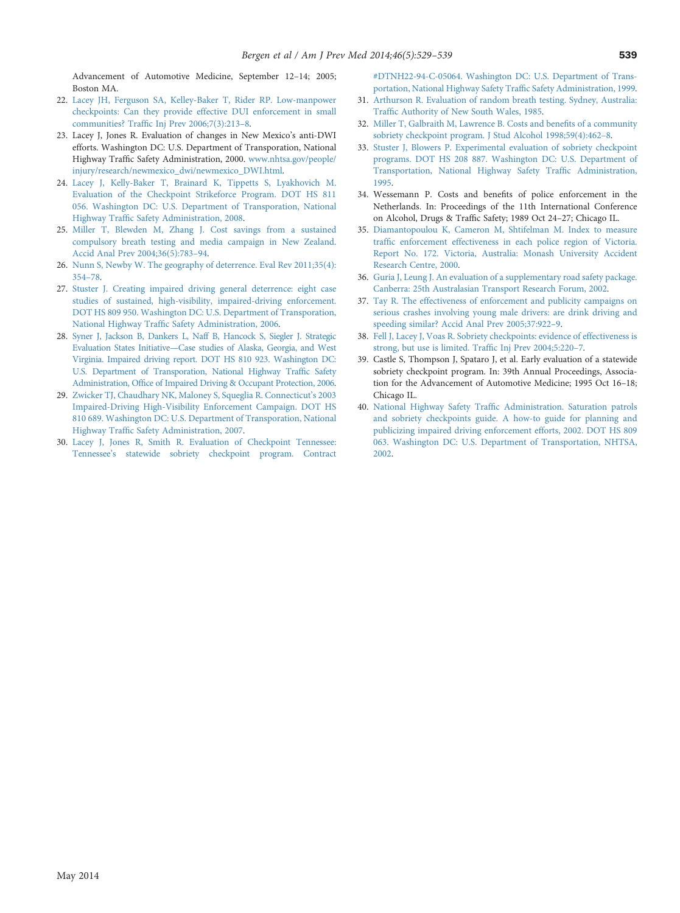Advancement of Automotive Medicine, September 12–14; 2005; Boston MA.

22. Lacey JH, Ferguson SA, Kelley-Baker T, Rider RP. Low-manpower checkpoints: Can they provide effective DUI enforcement in small communities? Traffic Inj Prev 2006;7(3):213–8.
23. Lacey J, Jones R. Evaluation of changes in New Mexico's anti-DWI efforts. Washington DC: U.S. Department of Transporation, National Highway Traffic Safety Administration, 2000. www.nhtsa.gov/people/injury/research/newmexico_dwi/newmexico_DWI.html.
24. Lacey J, Kelly-Baker T, Brainard K, Tippetts S, Lyakhovich M. Evaluation of the Checkpoint Strikeforce Program. DOT HS 811 056. Washington DC: U.S. Department of Transporation, National Highway Traffic Safety Administration, 2008.
25. Miller T, Blewden M, Zhang J. Cost savings from a sustained compulsory breath testing and media campaign in New Zealand. Accid Anal Prev 2004;36(5):783–94.
26. Nunn S, Newby W. The geography of deterrence. Eval Rev 2011;35(4): 354–78.
27. Stuster J. Creating impaired driving general deterrence: eight case studies of sustained, high-visibility, impaired-driving enforcement. DOT HS 809 950. Washington DC: U.S. Department of Transporation, National Highway Traffic Safety Administration, 2006.
28. Syner J, Jackson B, Dankers L, Naff B, Hancock S, Siegler J. Strategic Evaluation States Initiative—Case studies of Alaska, Georgia, and West Virginia. Impaired driving report. DOT HS 810 923. Washington DC: U.S. Department of Transporation, National Highway Traffic Safety Administration, Office of Impaired Driving & Occupant Protection, 2006.
29. Zwicker TJ, Chaudhary NK, Maloney S, Squeglia R. Connecticut's 2003 Impaired-Driving High-Visibility Enforcement Campaign. DOT HS 810 689. Washington DC: U.S. Department of Transporation, National Highway Traffic Safety Administration, 2007.
30. Lacey J, Jones R, Smith R. Evaluation of Checkpoint Tennessee: Tennessee's statewide sobriety checkpoint program. Contract #DTNH22-94-C-05064. Washington DC: U.S. Department of Transportation, National Highway Safety Traffic Safety Administration, 1999.
31. Arthurson R. Evaluation of random breath testing. Sydney, Australia: Traffic Authority of New South Wales, 1985.
32. Miller T, Galbraith M, Lawrence B. Costs and benefits of a community sobriety checkpoint program. J Stud Alcohol 1998;59(4):462–8.
33. Stuster J, Blowers P. Experimental evaluation of sobriety checkpoint programs. DOT HS 208 887. Washington DC: U.S. Department of Transportation, National Highway Safety Traffic Administration, 1995.
34. Wessemann P. Costs and benefits of police enforcement in the Netherlands. In: Proceedings of the 11th International Conference on Alcohol, Drugs & Traffic Safety; 1989 Oct 24–27; Chicago IL.
35. Diamantopoulou K, Cameron M, Shtifelman M. Index to measure traffic enforcement effectiveness in each police region of Victoria. Report No. 172. Victoria, Australia: Monash University Accident Research Centre, 2000.
36. Guria J, Leung J. An evaluation of a supplementary road safety package. Canberra: 25th Australasian Transport Research Forum, 2002.
37. Tay R. The effectiveness of enforcement and publicity campaigns on serious crashes involving young male drivers: are drink driving and speeding similar? Accid Anal Prev 2005;37:922–9.
38. Fell J, Lacey J, Voas R. Sobriety checkpoints: evidence of effectiveness is strong, but use is limited. Traffic Inj Prev 2004;5:220–7.
39. Castle S, Thompson J, Spataro J, et al. Early evaluation of a statewide sobriety checkpoint program. In: 39th Annual Proceedings, Association for the Advancement of Automotive Medicine; 1995 Oct 16–18; Chicago IL.
40. National Highway Safety Traffic Administration. Saturation patrols and sobriety checkpoints guide. A how-to guide for planning and publicizing impaired driving enforcement efforts, 2002. DOT HS 809 063. Washington DC: U.S. Department of Transportation, NHTSA, 2002.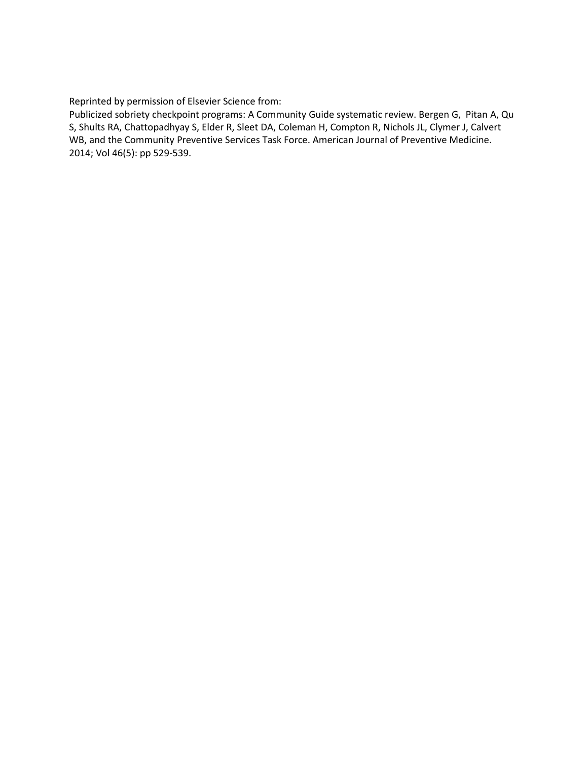Reprinted by permission of Elsevier Science from:

Publicized sobriety checkpoint programs: A Community Guide systematic review. Bergen G, Pitan A, Qu S, Shults RA, Chattopadhyay S, Elder R, Sleet DA, Coleman H, Compton R, Nichols JL, Clymer J, Calvert WB, and the Community Preventive Services Task Force. American Journal of Preventive Medicine. 2014; Vol 46(5): pp 529-539.